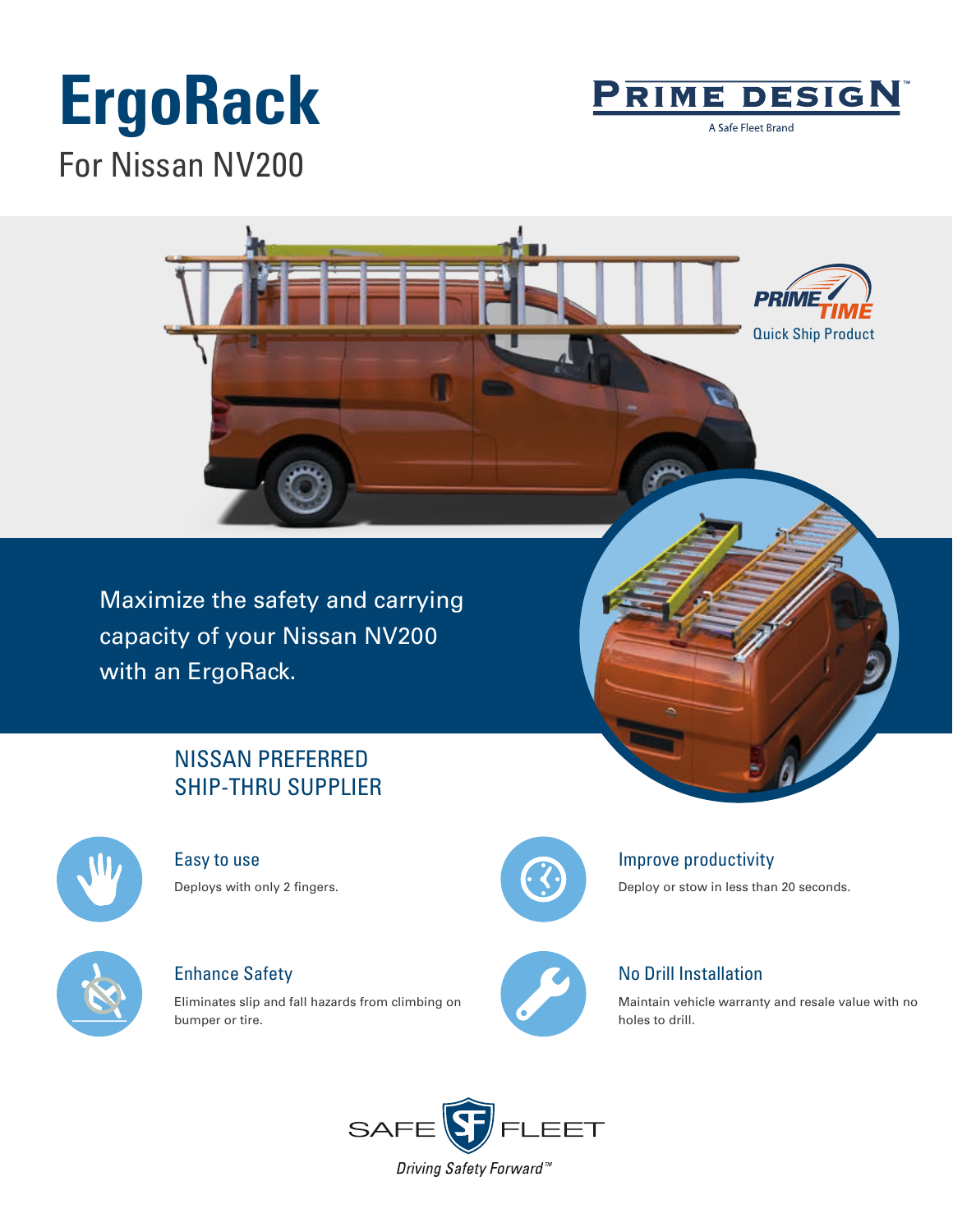# ErgoRack

## For Nissan NV200

PRIME DESIGN™

A Safe Fleet Brand

PRIME TIME

Quick Ship Product

Maximize the safety and carrying capacity of your Nissan NV200 with an ErgoRack.

### NISSAN PREFERRED SHIP-THRU SUPPLIER

**Easy to use**

Deploys with only 2 fingers.

**Improve productivity**

Deploy or stow in less than 20 seconds.

**Enhance Safety**

Eliminates slip and fall hazards from climbing on bumper or tire.

**No Drill Installation**

Maintain vehicle warranty and resale value with no holes to drill.

SAFE FLEET

*Driving Safety Forward™*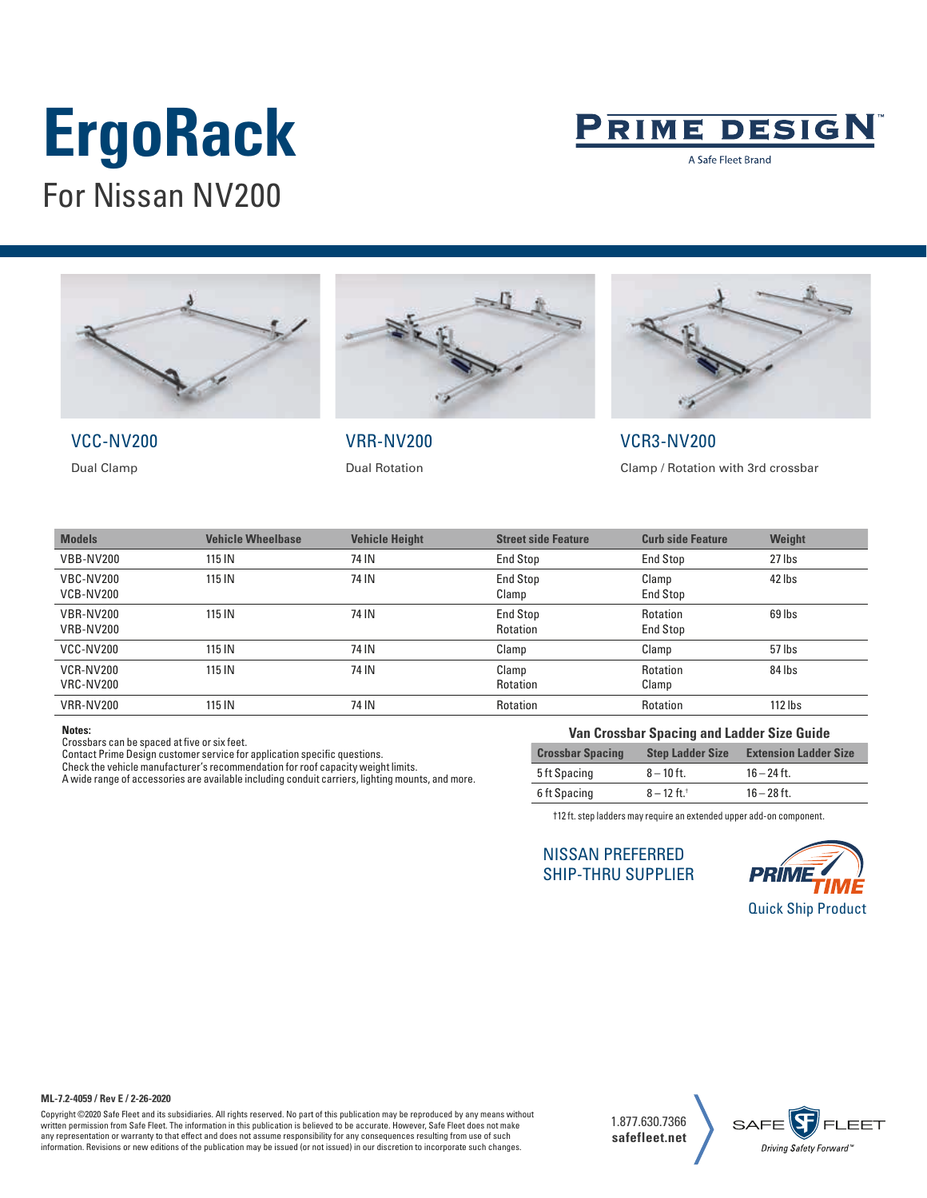# ErgoRack

## For Nissan NV200

PRIME DESIGN
A Safe Fleet Brand

VCC-NV200

Dual Clamp

VRR-NV200

Dual Rotation

VCR3-NV200

Clamp / Rotation with 3rd crossbar

| Models | Vehicle Wheelbase | Vehicle Height | Street side Feature | Curb side Feature | Weight |
|---|---|---|---|---|---|
| VBB-NV200 | 115 IN | 74 IN | End Stop | End Stop | 27 lbs |
| VBC-NV200<br>VCB-NV200 | 115 IN | 74 IN | End Stop<br>Clamp | Clamp<br>End Stop | 42 lbs |
| VBR-NV200<br>VRB-NV200 | 115 IN | 74 IN | End Stop<br>Rotation | Rotation<br>End Stop | 69 lbs |
| VCC-NV200 | 115 IN | 74 IN | Clamp | Clamp | 57 lbs |
| VCR-NV200<br>VRC-NV200 | 115 IN | 74 IN | Clamp<br>Rotation | Rotation<br>Clamp | 84 lbs |
| VRR-NV200 | 115 IN | 74 IN | Rotation | Rotation | 112 lbs |

**Notes:**
Crossbars can be spaced at five or six feet.
Contact Prime Design customer service for application specific questions.
Check the vehicle manufacturer's recommendation for roof capacity weight limits.
A wide range of accessories are available including conduit carriers, lighting mounts, and more.

### Van Crossbar Spacing and Ladder Size Guide

| Crossbar Spacing | Step Ladder Size | Extension Ladder Size |
|---|---|---|
| 5 ft Spacing | 8 – 10 ft. | 16 – 24 ft. |
| 6 ft Spacing | 8 – 12 ft.† | 16 – 28 ft. |

†12 ft. step ladders may require an extended upper add-on component.

NISSAN PREFERRED
SHIP-THRU SUPPLIER

PRIME TIME
Quick Ship Product

**ML-7.2-4059 / Rev E / 2-26-2020**

Copyright ©2020 Safe Fleet and its subsidiaries. All rights reserved. No part of this publication may be reproduced by any means without written permission from Safe Fleet. The information in this publication is believed to be accurate. However, Safe Fleet does not make any representation or warranty to that effect and does not assume responsibility for any consequences resulting from use of such information. Revisions or new editions of the publication may be issued (or not issued) in our discretion to incorporate such changes.

1.877.630.7366
**safefleet.net**

SAFE FLEET
*Driving Safety Forward™*